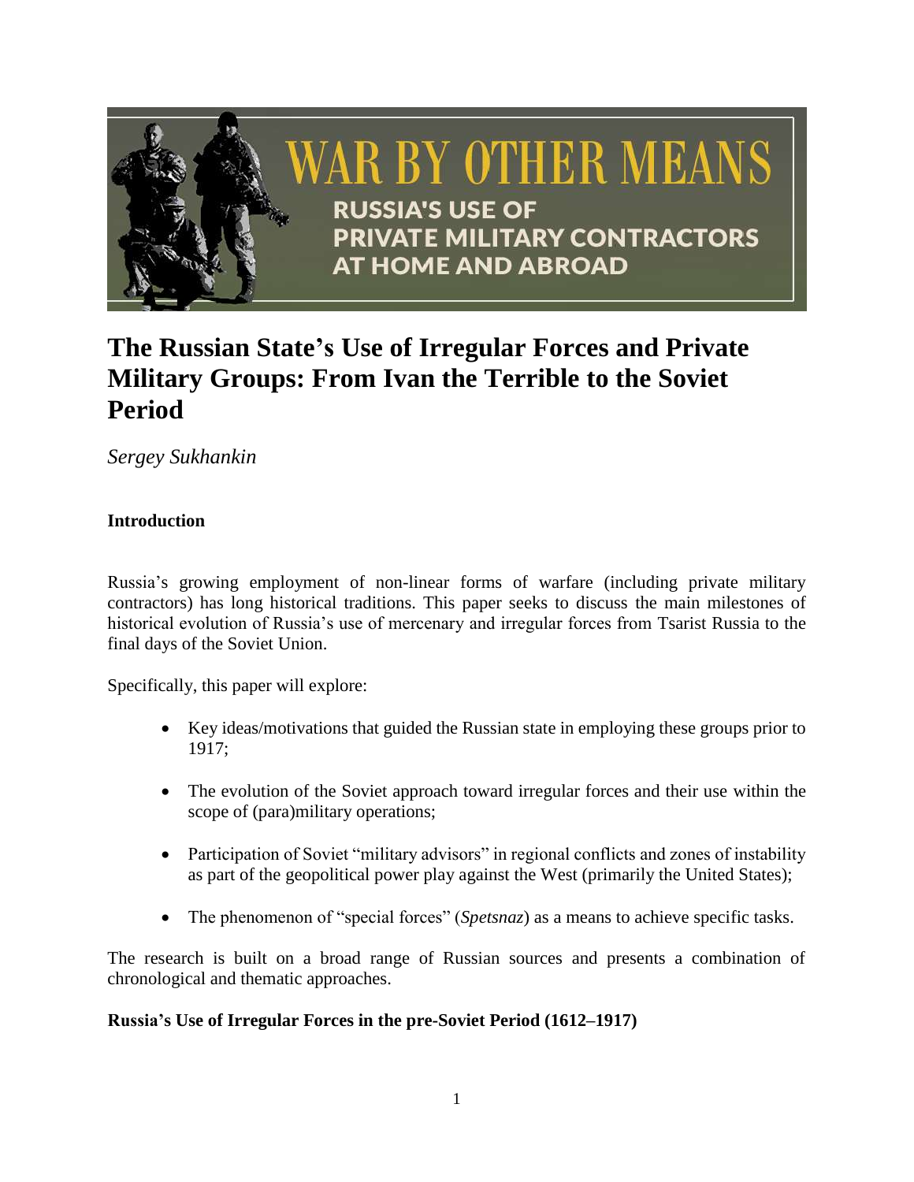WAR BY OTHER MEANS

RUSSIA'S USE OF PRIVATE MILITARY CONTRACTORS AT HOME AND ABROAD

# The Russian State's Use of Irregular Forces and Private Military Groups: From Ivan the Terrible to the Soviet Period

*Sergey Sukhankin*

**Introduction**

Russia's growing employment of non-linear forms of warfare (including private military contractors) has long historical traditions. This paper seeks to discuss the main milestones of historical evolution of Russia's use of mercenary and irregular forces from Tsarist Russia to the final days of the Soviet Union.

Specifically, this paper will explore:

- Key ideas/motivations that guided the Russian state in employing these groups prior to 1917;
- The evolution of the Soviet approach toward irregular forces and their use within the scope of (para)military operations;
- Participation of Soviet "military advisors" in regional conflicts and zones of instability as part of the geopolitical power play against the West (primarily the United States);
- The phenomenon of "special forces" (*Spetsnaz*) as a means to achieve specific tasks.

The research is built on a broad range of Russian sources and presents a combination of chronological and thematic approaches.

**Russia's Use of Irregular Forces in the pre-Soviet Period (1612–1917)**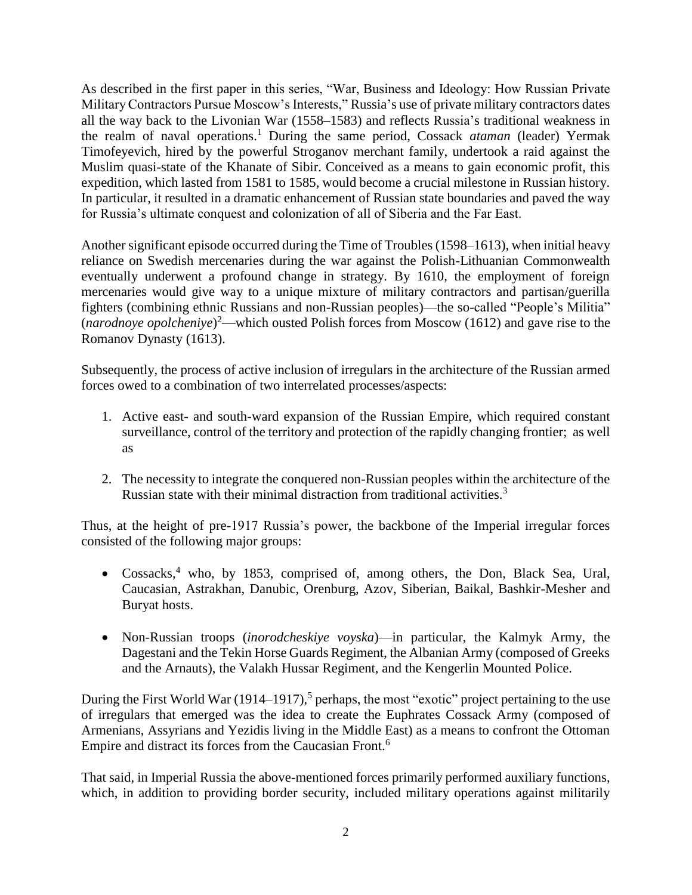As described in the first paper in this series, "War, Business and Ideology: How Russian Private Military Contractors Pursue Moscow's Interests," Russia's use of private military contractors dates all the way back to the Livonian War (1558–1583) and reflects Russia's traditional weakness in the realm of naval operations.[1] During the same period, Cossack *ataman* (leader) Yermak Timofeyevich, hired by the powerful Stroganov merchant family, undertook a raid against the Muslim quasi-state of the Khanate of Sibir. Conceived as a means to gain economic profit, this expedition, which lasted from 1581 to 1585, would become a crucial milestone in Russian history. In particular, it resulted in a dramatic enhancement of Russian state boundaries and paved the way for Russia's ultimate conquest and colonization of all of Siberia and the Far East.

Another significant episode occurred during the Time of Troubles (1598–1613), when initial heavy reliance on Swedish mercenaries during the war against the Polish-Lithuanian Commonwealth eventually underwent a profound change in strategy. By 1610, the employment of foreign mercenaries would give way to a unique mixture of military contractors and partisan/guerilla fighters (combining ethnic Russians and non-Russian peoples)—the so-called "People's Militia" (*narodnoye opolcheniye*)[2]—which ousted Polish forces from Moscow (1612) and gave rise to the Romanov Dynasty (1613).

Subsequently, the process of active inclusion of irregulars in the architecture of the Russian armed forces owed to a combination of two interrelated processes/aspects:

1. Active east- and south-ward expansion of the Russian Empire, which required constant surveillance, control of the territory and protection of the rapidly changing frontier; as well as

2. The necessity to integrate the conquered non-Russian peoples within the architecture of the Russian state with their minimal distraction from traditional activities.[3]

Thus, at the height of pre-1917 Russia's power, the backbone of the Imperial irregular forces consisted of the following major groups:

- Cossacks,[4] who, by 1853, comprised of, among others, the Don, Black Sea, Ural, Caucasian, Astrakhan, Danubic, Orenburg, Azov, Siberian, Baikal, Bashkir-Mesher and Buryat hosts.

- Non-Russian troops (*inorodcheskiye voyska*)—in particular, the Kalmyk Army, the Dagestani and the Tekin Horse Guards Regiment, the Albanian Army (composed of Greeks and the Arnauts), the Valakh Hussar Regiment, and the Kengerlin Mounted Police.

During the First World War (1914–1917),[5] perhaps, the most "exotic" project pertaining to the use of irregulars that emerged was the idea to create the Euphrates Cossack Army (composed of Armenians, Assyrians and Yezidis living in the Middle East) as a means to confront the Ottoman Empire and distract its forces from the Caucasian Front.[6]

That said, in Imperial Russia the above-mentioned forces primarily performed auxiliary functions, which, in addition to providing border security, included military operations against militarily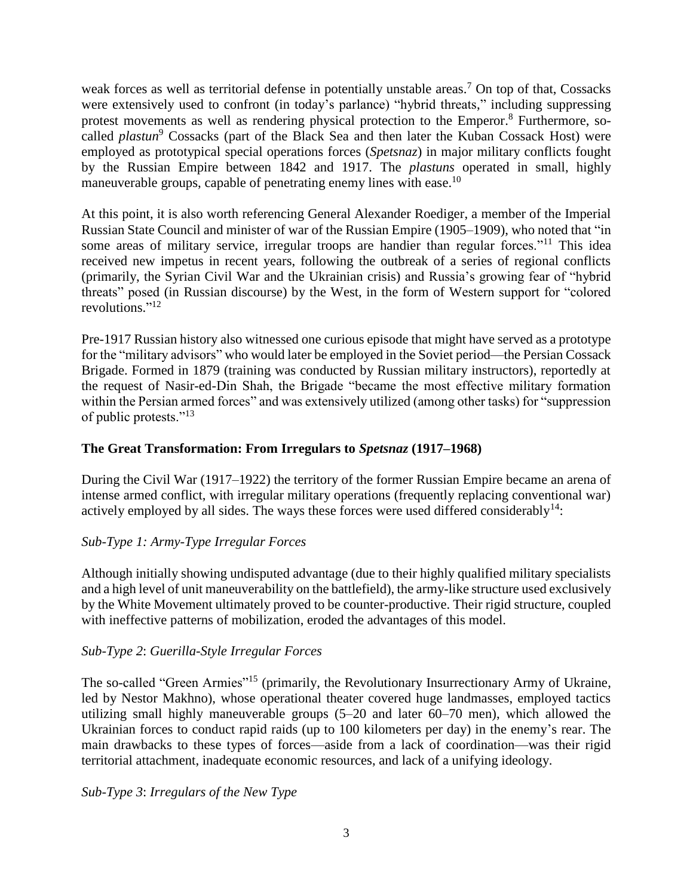weak forces as well as territorial defense in potentially unstable areas.[7] On top of that, Cossacks were extensively used to confront (in today's parlance) "hybrid threats," including suppressing protest movements as well as rendering physical protection to the Emperor.[8] Furthermore, so-called *plastun*[9] Cossacks (part of the Black Sea and then later the Kuban Cossack Host) were employed as prototypical special operations forces (*Spetsnaz*) in major military conflicts fought by the Russian Empire between 1842 and 1917. The *plastuns* operated in small, highly maneuverable groups, capable of penetrating enemy lines with ease.[10]

At this point, it is also worth referencing General Alexander Roediger, a member of the Imperial Russian State Council and minister of war of the Russian Empire (1905–1909), who noted that "in some areas of military service, irregular troops are handier than regular forces."[11] This idea received new impetus in recent years, following the outbreak of a series of regional conflicts (primarily, the Syrian Civil War and the Ukrainian crisis) and Russia's growing fear of "hybrid threats" posed (in Russian discourse) by the West, in the form of Western support for "colored revolutions."[12]

Pre-1917 Russian history also witnessed one curious episode that might have served as a prototype for the "military advisors" who would later be employed in the Soviet period—the Persian Cossack Brigade. Formed in 1879 (training was conducted by Russian military instructors), reportedly at the request of Nasir-ed-Din Shah, the Brigade "became the most effective military formation within the Persian armed forces" and was extensively utilized (among other tasks) for "suppression of public protests."[13]

## The Great Transformation: From Irregulars to *Spetsnaz* (1917–1968)

During the Civil War (1917–1922) the territory of the former Russian Empire became an arena of intense armed conflict, with irregular military operations (frequently replacing conventional war) actively employed by all sides. The ways these forces were used differed considerably[14]:

### *Sub-Type 1: Army-Type Irregular Forces*

Although initially showing undisputed advantage (due to their highly qualified military specialists and a high level of unit maneuverability on the battlefield), the army-like structure used exclusively by the White Movement ultimately proved to be counter-productive. Their rigid structure, coupled with ineffective patterns of mobilization, eroded the advantages of this model.

### *Sub-Type 2: Guerilla-Style Irregular Forces*

The so-called "Green Armies"[15] (primarily, the Revolutionary Insurrectionary Army of Ukraine, led by Nestor Makhno), whose operational theater covered huge landmasses, employed tactics utilizing small highly maneuverable groups (5–20 and later 60–70 men), which allowed the Ukrainian forces to conduct rapid raids (up to 100 kilometers per day) in the enemy's rear. The main drawbacks to these types of forces—aside from a lack of coordination—was their rigid territorial attachment, inadequate economic resources, and lack of a unifying ideology.

### *Sub-Type 3: Irregulars of the New Type*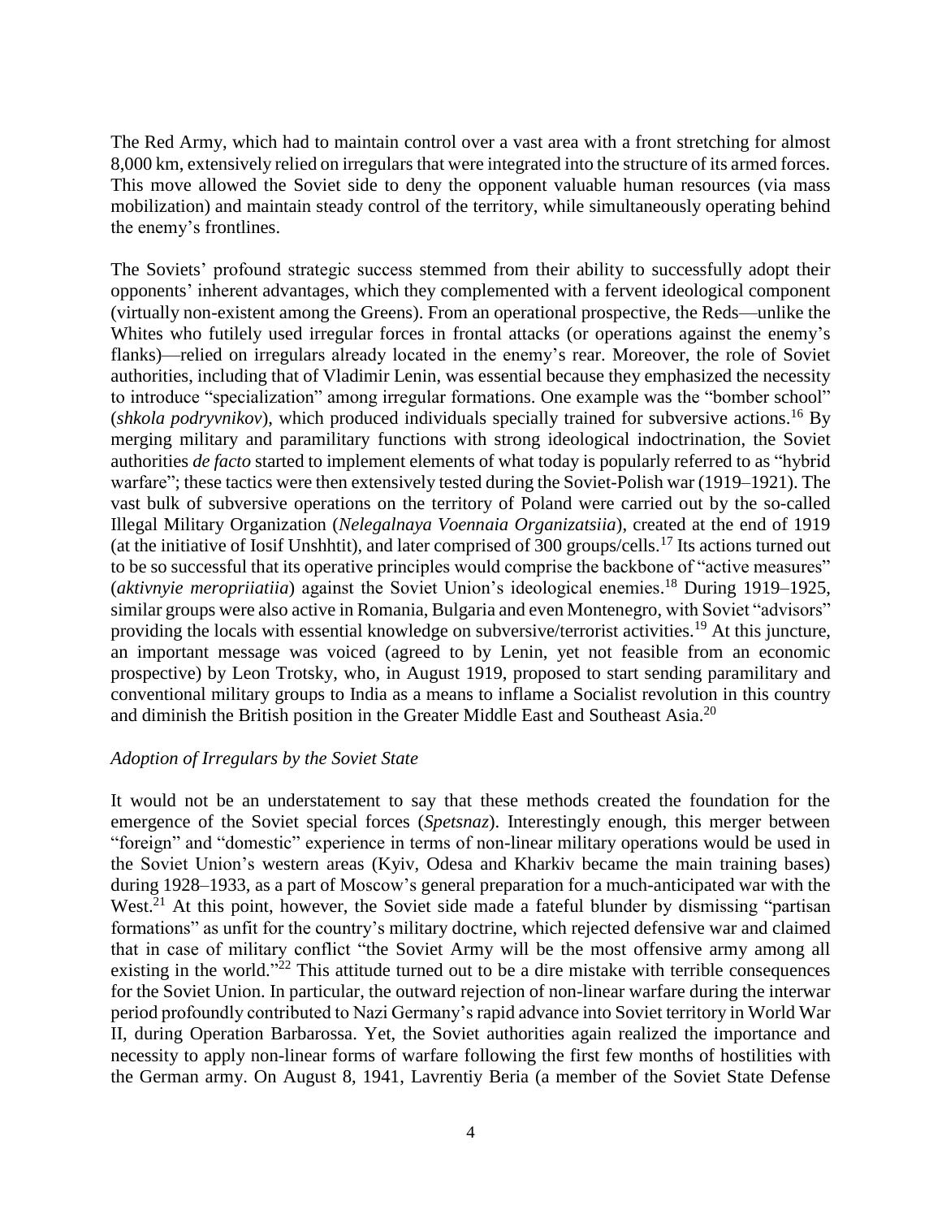The Red Army, which had to maintain control over a vast area with a front stretching for almost 8,000 km, extensively relied on irregulars that were integrated into the structure of its armed forces. This move allowed the Soviet side to deny the opponent valuable human resources (via mass mobilization) and maintain steady control of the territory, while simultaneously operating behind the enemy's frontlines.

The Soviets' profound strategic success stemmed from their ability to successfully adopt their opponents' inherent advantages, which they complemented with a fervent ideological component (virtually non-existent among the Greens). From an operational prospective, the Reds—unlike the Whites who futilely used irregular forces in frontal attacks (or operations against the enemy's flanks)—relied on irregulars already located in the enemy's rear. Moreover, the role of Soviet authorities, including that of Vladimir Lenin, was essential because they emphasized the necessity to introduce "specialization" among irregular formations. One example was the "bomber school" (*shkola podryvnikov*), which produced individuals specially trained for subversive actions.[16] By merging military and paramilitary functions with strong ideological indoctrination, the Soviet authorities *de facto* started to implement elements of what today is popularly referred to as "hybrid warfare"; these tactics were then extensively tested during the Soviet-Polish war (1919–1921). The vast bulk of subversive operations on the territory of Poland were carried out by the so-called Illegal Military Organization (*Nelegalnaya Voennaia Organizatsiia*), created at the end of 1919 (at the initiative of Iosif Unshhtit), and later comprised of 300 groups/cells.[17] Its actions turned out to be so successful that its operative principles would comprise the backbone of "active measures" (*aktivnyie meropriiatiia*) against the Soviet Union's ideological enemies.[18] During 1919–1925, similar groups were also active in Romania, Bulgaria and even Montenegro, with Soviet "advisors" providing the locals with essential knowledge on subversive/terrorist activities.[19] At this juncture, an important message was voiced (agreed to by Lenin, yet not feasible from an economic prospective) by Leon Trotsky, who, in August 1919, proposed to start sending paramilitary and conventional military groups to India as a means to inflame a Socialist revolution in this country and diminish the British position in the Greater Middle East and Southeast Asia.[20]

*Adoption of Irregulars by the Soviet State*

It would not be an understatement to say that these methods created the foundation for the emergence of the Soviet special forces (*Spetsnaz*). Interestingly enough, this merger between "foreign" and "domestic" experience in terms of non-linear military operations would be used in the Soviet Union's western areas (Kyiv, Odesa and Kharkiv became the main training bases) during 1928–1933, as a part of Moscow's general preparation for a much-anticipated war with the West.[21] At this point, however, the Soviet side made a fateful blunder by dismissing "partisan formations" as unfit for the country's military doctrine, which rejected defensive war and claimed that in case of military conflict "the Soviet Army will be the most offensive army among all existing in the world."[22] This attitude turned out to be a dire mistake with terrible consequences for the Soviet Union. In particular, the outward rejection of non-linear warfare during the interwar period profoundly contributed to Nazi Germany's rapid advance into Soviet territory in World War II, during Operation Barbarossa. Yet, the Soviet authorities again realized the importance and necessity to apply non-linear forms of warfare following the first few months of hostilities with the German army. On August 8, 1941, Lavrentiy Beria (a member of the Soviet State Defense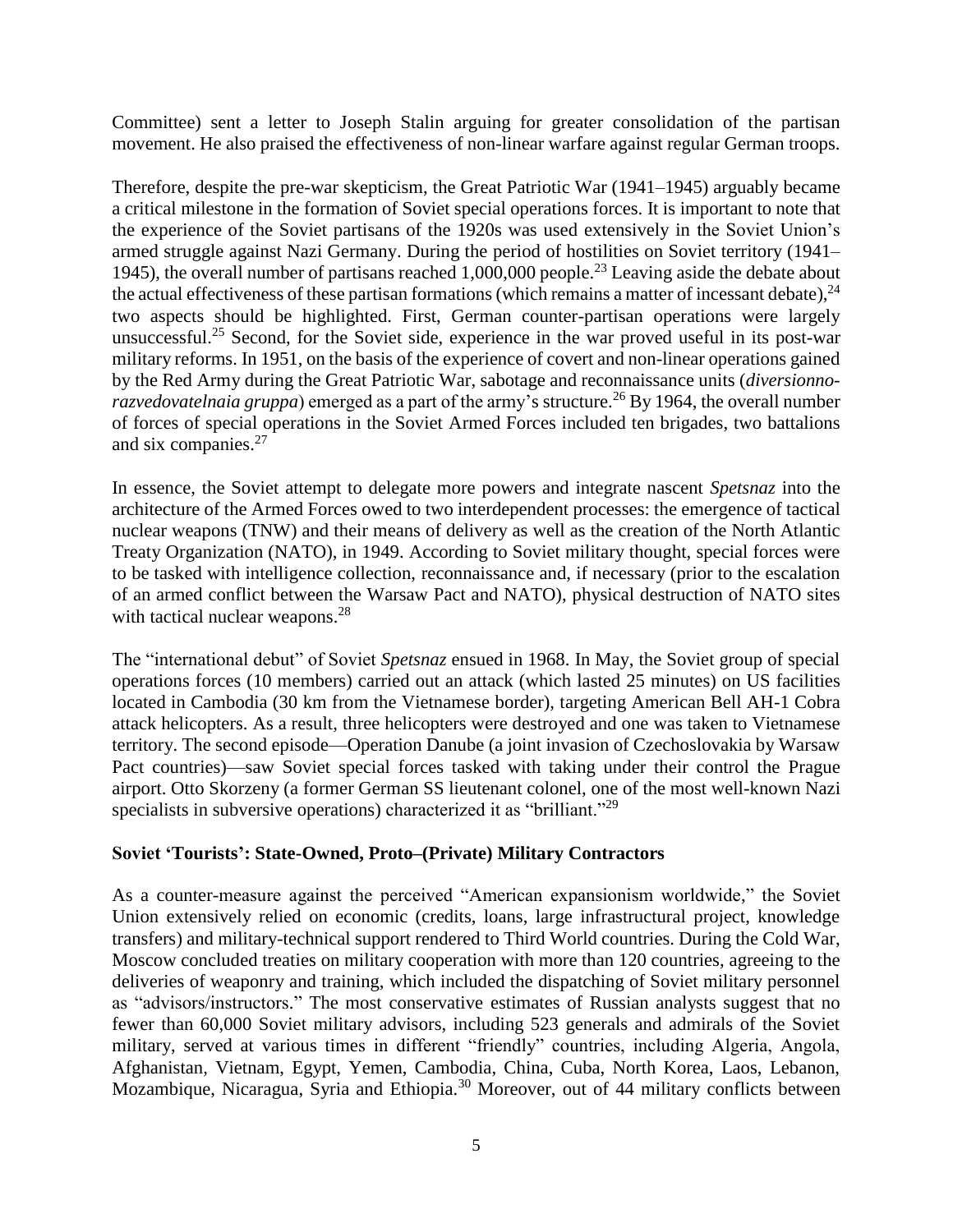Committee) sent a letter to Joseph Stalin arguing for greater consolidation of the partisan movement. He also praised the effectiveness of non-linear warfare against regular German troops.

Therefore, despite the pre-war skepticism, the Great Patriotic War (1941–1945) arguably became a critical milestone in the formation of Soviet special operations forces. It is important to note that the experience of the Soviet partisans of the 1920s was used extensively in the Soviet Union's armed struggle against Nazi Germany. During the period of hostilities on Soviet territory (1941–1945), the overall number of partisans reached 1,000,000 people.[23] Leaving aside the debate about the actual effectiveness of these partisan formations (which remains a matter of incessant debate),[24] two aspects should be highlighted. First, German counter-partisan operations were largely unsuccessful.[25] Second, for the Soviet side, experience in the war proved useful in its post-war military reforms. In 1951, on the basis of the experience of covert and non-linear operations gained by the Red Army during the Great Patriotic War, sabotage and reconnaissance units (*diversionno-razvedovatelnaia gruppa*) emerged as a part of the army's structure.[26] By 1964, the overall number of forces of special operations in the Soviet Armed Forces included ten brigades, two battalions and six companies.[27]

In essence, the Soviet attempt to delegate more powers and integrate nascent *Spetsnaz* into the architecture of the Armed Forces owed to two interdependent processes: the emergence of tactical nuclear weapons (TNW) and their means of delivery as well as the creation of the North Atlantic Treaty Organization (NATO), in 1949. According to Soviet military thought, special forces were to be tasked with intelligence collection, reconnaissance and, if necessary (prior to the escalation of an armed conflict between the Warsaw Pact and NATO), physical destruction of NATO sites with tactical nuclear weapons.[28]

The "international debut" of Soviet *Spetsnaz* ensued in 1968. In May, the Soviet group of special operations forces (10 members) carried out an attack (which lasted 25 minutes) on US facilities located in Cambodia (30 km from the Vietnamese border), targeting American Bell AH-1 Cobra attack helicopters. As a result, three helicopters were destroyed and one was taken to Vietnamese territory. The second episode—Operation Danube (a joint invasion of Czechoslovakia by Warsaw Pact countries)—saw Soviet special forces tasked with taking under their control the Prague airport. Otto Skorzeny (a former German SS lieutenant colonel, one of the most well-known Nazi specialists in subversive operations) characterized it as "brilliant."[29]

### Soviet 'Tourists': State-Owned, Proto–(Private) Military Contractors

As a counter-measure against the perceived "American expansionism worldwide," the Soviet Union extensively relied on economic (credits, loans, large infrastructural project, knowledge transfers) and military-technical support rendered to Third World countries. During the Cold War, Moscow concluded treaties on military cooperation with more than 120 countries, agreeing to the deliveries of weaponry and training, which included the dispatching of Soviet military personnel as "advisors/instructors." The most conservative estimates of Russian analysts suggest that no fewer than 60,000 Soviet military advisors, including 523 generals and admirals of the Soviet military, served at various times in different "friendly" countries, including Algeria, Angola, Afghanistan, Vietnam, Egypt, Yemen, Cambodia, China, Cuba, North Korea, Laos, Lebanon, Mozambique, Nicaragua, Syria and Ethiopia.[30] Moreover, out of 44 military conflicts between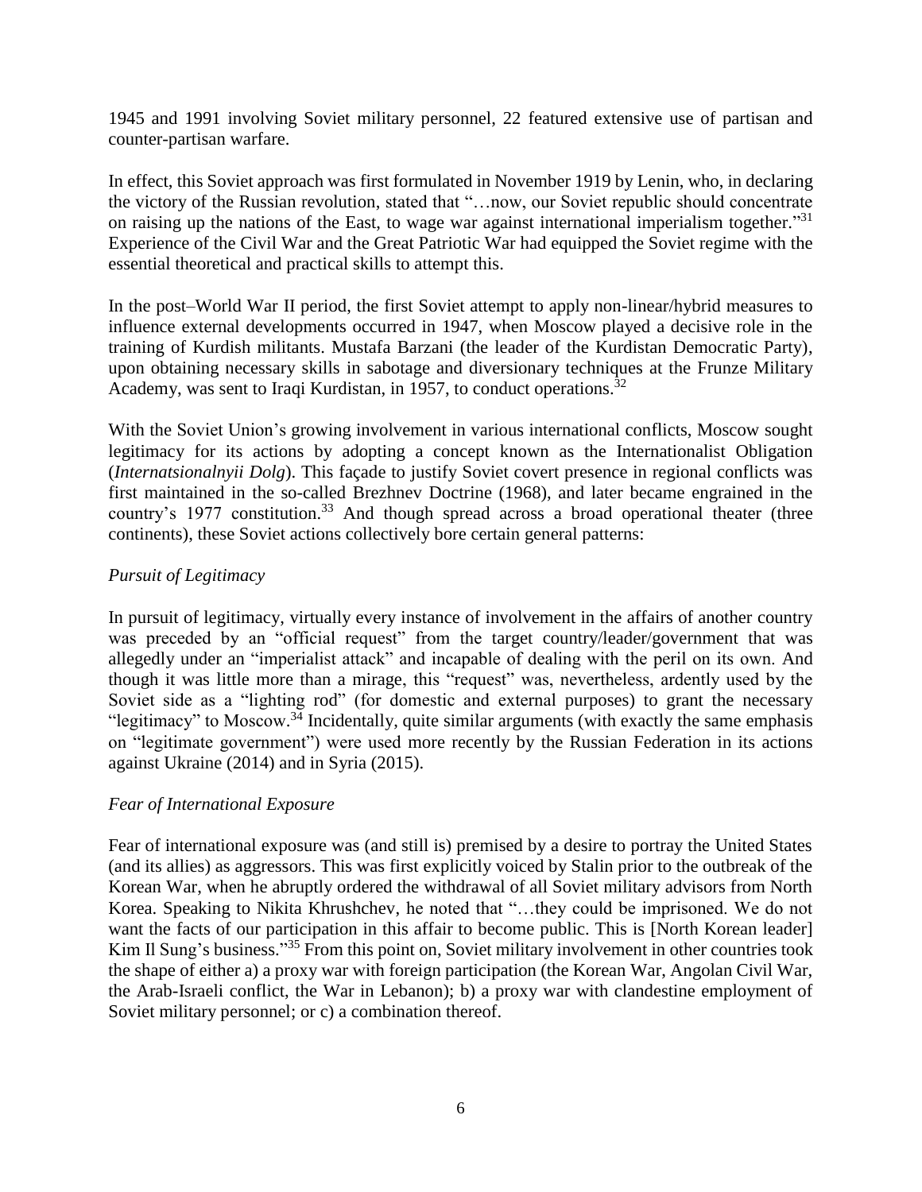1945 and 1991 involving Soviet military personnel, 22 featured extensive use of partisan and counter-partisan warfare.

In effect, this Soviet approach was first formulated in November 1919 by Lenin, who, in declaring the victory of the Russian revolution, stated that "…now, our Soviet republic should concentrate on raising up the nations of the East, to wage war against international imperialism together."[31] Experience of the Civil War and the Great Patriotic War had equipped the Soviet regime with the essential theoretical and practical skills to attempt this.

In the post–World War II period, the first Soviet attempt to apply non-linear/hybrid measures to influence external developments occurred in 1947, when Moscow played a decisive role in the training of Kurdish militants. Mustafa Barzani (the leader of the Kurdistan Democratic Party), upon obtaining necessary skills in sabotage and diversionary techniques at the Frunze Military Academy, was sent to Iraqi Kurdistan, in 1957, to conduct operations.[32]

With the Soviet Union's growing involvement in various international conflicts, Moscow sought legitimacy for its actions by adopting a concept known as the Internationalist Obligation (*Internatsionalnyii Dolg*). This façade to justify Soviet covert presence in regional conflicts was first maintained in the so-called Brezhnev Doctrine (1968), and later became engrained in the country's 1977 constitution.[33] And though spread across a broad operational theater (three continents), these Soviet actions collectively bore certain general patterns:

*Pursuit of Legitimacy*

In pursuit of legitimacy, virtually every instance of involvement in the affairs of another country was preceded by an "official request" from the target country/leader/government that was allegedly under an "imperialist attack" and incapable of dealing with the peril on its own. And though it was little more than a mirage, this "request" was, nevertheless, ardently used by the Soviet side as a "lighting rod" (for domestic and external purposes) to grant the necessary "legitimacy" to Moscow.[34] Incidentally, quite similar arguments (with exactly the same emphasis on "legitimate government") were used more recently by the Russian Federation in its actions against Ukraine (2014) and in Syria (2015).

*Fear of International Exposure*

Fear of international exposure was (and still is) premised by a desire to portray the United States (and its allies) as aggressors. This was first explicitly voiced by Stalin prior to the outbreak of the Korean War, when he abruptly ordered the withdrawal of all Soviet military advisors from North Korea. Speaking to Nikita Khrushchev, he noted that "…they could be imprisoned. We do not want the facts of our participation in this affair to become public. This is [North Korean leader] Kim Il Sung's business."[35] From this point on, Soviet military involvement in other countries took the shape of either a) a proxy war with foreign participation (the Korean War, Angolan Civil War, the Arab-Israeli conflict, the War in Lebanon); b) a proxy war with clandestine employment of Soviet military personnel; or c) a combination thereof.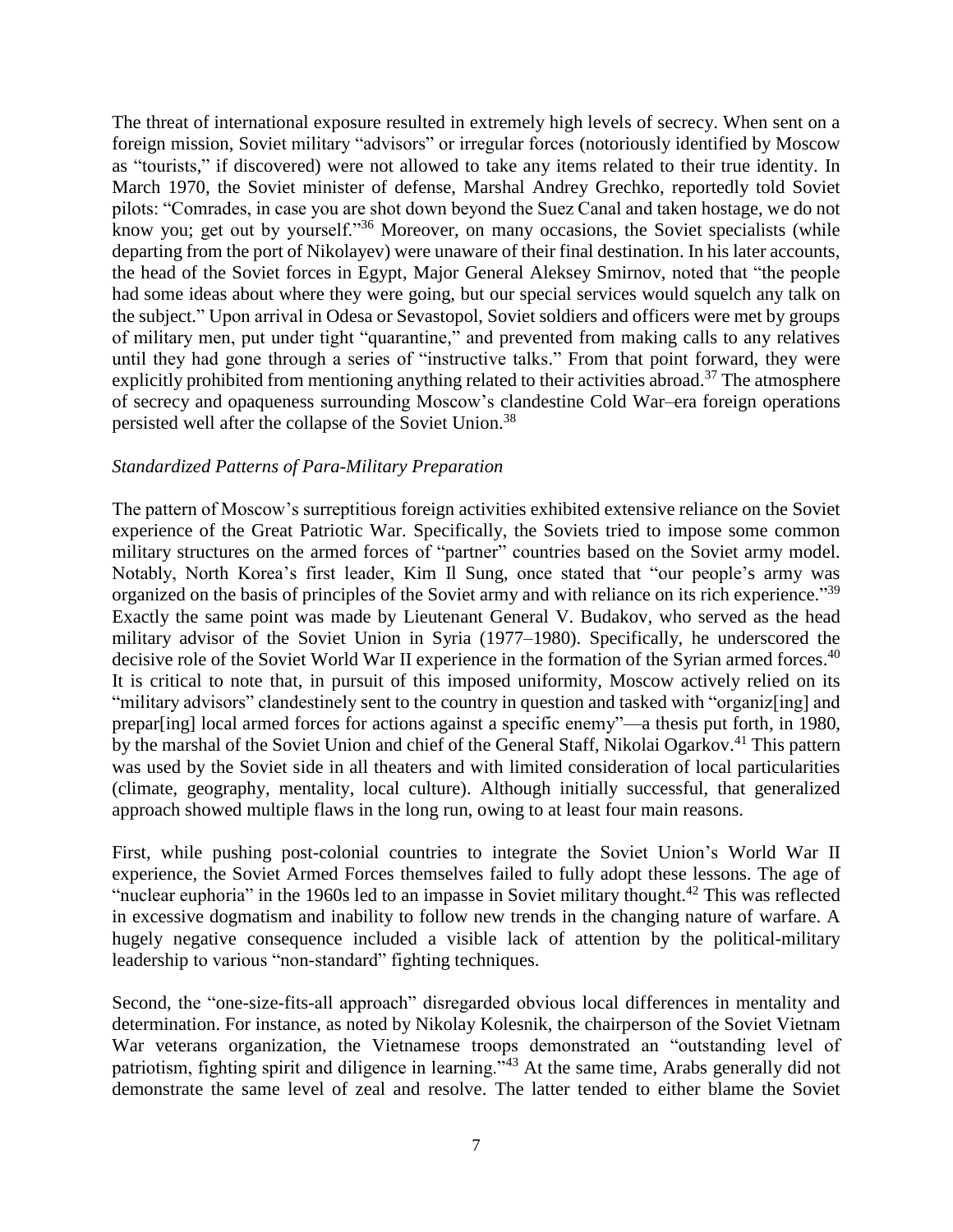The threat of international exposure resulted in extremely high levels of secrecy. When sent on a foreign mission, Soviet military "advisors" or irregular forces (notoriously identified by Moscow as "tourists," if discovered) were not allowed to take any items related to their true identity. In March 1970, the Soviet minister of defense, Marshal Andrey Grechko, reportedly told Soviet pilots: "Comrades, in case you are shot down beyond the Suez Canal and taken hostage, we do not know you; get out by yourself."[36] Moreover, on many occasions, the Soviet specialists (while departing from the port of Nikolayev) were unaware of their final destination. In his later accounts, the head of the Soviet forces in Egypt, Major General Aleksey Smirnov, noted that "the people had some ideas about where they were going, but our special services would squelch any talk on the subject." Upon arrival in Odesa or Sevastopol, Soviet soldiers and officers were met by groups of military men, put under tight "quarantine," and prevented from making calls to any relatives until they had gone through a series of "instructive talks." From that point forward, they were explicitly prohibited from mentioning anything related to their activities abroad.[37] The atmosphere of secrecy and opaqueness surrounding Moscow's clandestine Cold War–era foreign operations persisted well after the collapse of the Soviet Union.[38]

### *Standardized Patterns of Para-Military Preparation*

The pattern of Moscow's surreptitious foreign activities exhibited extensive reliance on the Soviet experience of the Great Patriotic War. Specifically, the Soviets tried to impose some common military structures on the armed forces of "partner" countries based on the Soviet army model. Notably, North Korea's first leader, Kim Il Sung, once stated that "our people's army was organized on the basis of principles of the Soviet army and with reliance on its rich experience."[39] Exactly the same point was made by Lieutenant General V. Budakov, who served as the head military advisor of the Soviet Union in Syria (1977–1980). Specifically, he underscored the decisive role of the Soviet World War II experience in the formation of the Syrian armed forces.[40] It is critical to note that, in pursuit of this imposed uniformity, Moscow actively relied on its "military advisors" clandestinely sent to the country in question and tasked with "organiz[ing] and prepar[ing] local armed forces for actions against a specific enemy"—a thesis put forth, in 1980, by the marshal of the Soviet Union and chief of the General Staff, Nikolai Ogarkov.[41] This pattern was used by the Soviet side in all theaters and with limited consideration of local particularities (climate, geography, mentality, local culture). Although initially successful, that generalized approach showed multiple flaws in the long run, owing to at least four main reasons.

First, while pushing post-colonial countries to integrate the Soviet Union's World War II experience, the Soviet Armed Forces themselves failed to fully adopt these lessons. The age of "nuclear euphoria" in the 1960s led to an impasse in Soviet military thought.[42] This was reflected in excessive dogmatism and inability to follow new trends in the changing nature of warfare. A hugely negative consequence included a visible lack of attention by the political-military leadership to various "non-standard" fighting techniques.

Second, the "one-size-fits-all approach" disregarded obvious local differences in mentality and determination. For instance, as noted by Nikolay Kolesnik, the chairperson of the Soviet Vietnam War veterans organization, the Vietnamese troops demonstrated an "outstanding level of patriotism, fighting spirit and diligence in learning."[43] At the same time, Arabs generally did not demonstrate the same level of zeal and resolve. The latter tended to either blame the Soviet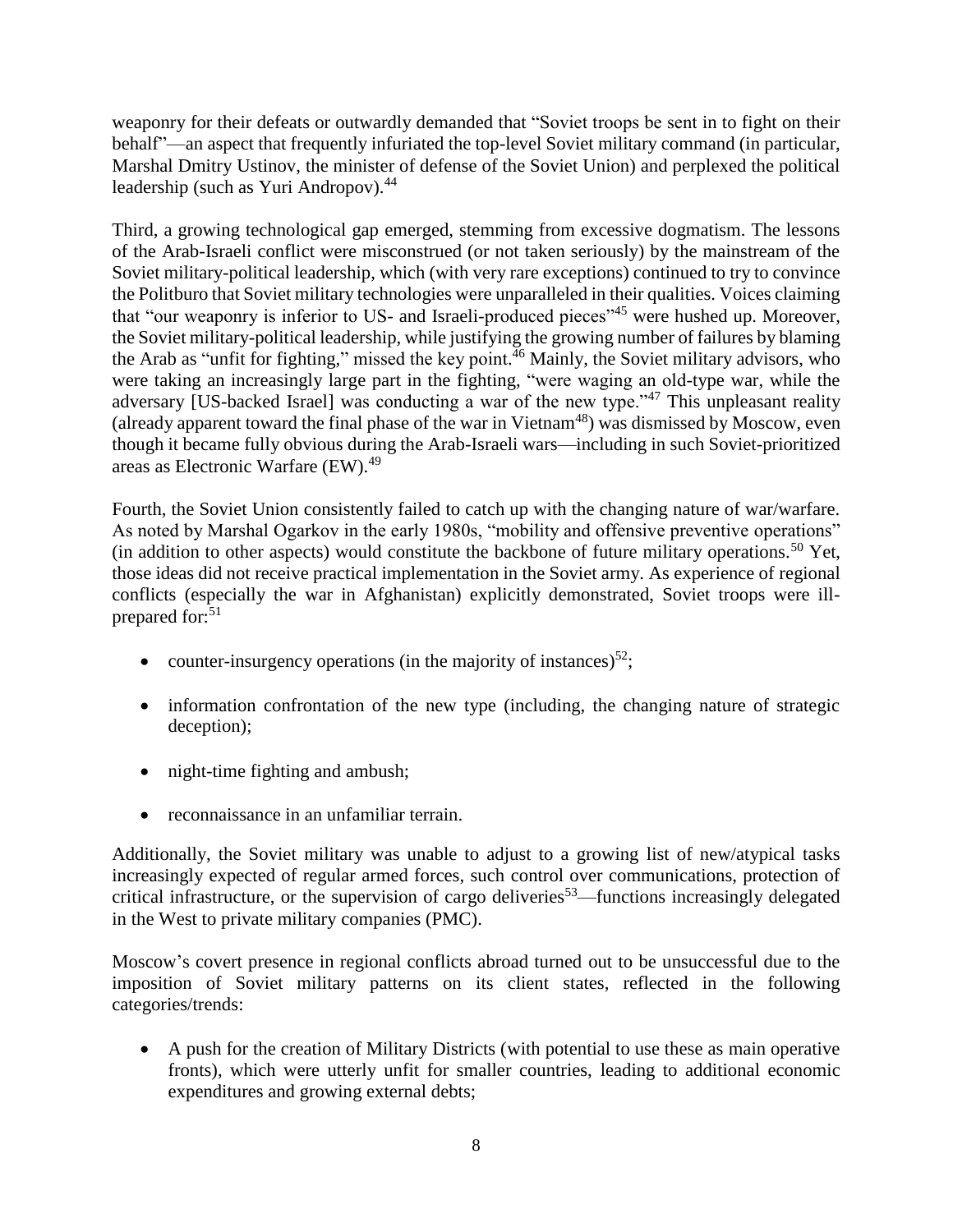weaponry for their defeats or outwardly demanded that "Soviet troops be sent in to fight on their behalf"—an aspect that frequently infuriated the top-level Soviet military command (in particular, Marshal Dmitry Ustinov, the minister of defense of the Soviet Union) and perplexed the political leadership (such as Yuri Andropov).[44]

Third, a growing technological gap emerged, stemming from excessive dogmatism. The lessons of the Arab-Israeli conflict were misconstrued (or not taken seriously) by the mainstream of the Soviet military-political leadership, which (with very rare exceptions) continued to try to convince the Politburo that Soviet military technologies were unparalleled in their qualities. Voices claiming that "our weaponry is inferior to US- and Israeli-produced pieces"[45] were hushed up. Moreover, the Soviet military-political leadership, while justifying the growing number of failures by blaming the Arab as "unfit for fighting," missed the key point.[46] Mainly, the Soviet military advisors, who were taking an increasingly large part in the fighting, "were waging an old-type war, while the adversary [US-backed Israel] was conducting a war of the new type."[47] This unpleasant reality (already apparent toward the final phase of the war in Vietnam[48]) was dismissed by Moscow, even though it became fully obvious during the Arab-Israeli wars—including in such Soviet-prioritized areas as Electronic Warfare (EW).[49]

Fourth, the Soviet Union consistently failed to catch up with the changing nature of war/warfare. As noted by Marshal Ogarkov in the early 1980s, "mobility and offensive preventive operations" (in addition to other aspects) would constitute the backbone of future military operations.[50] Yet, those ideas did not receive practical implementation in the Soviet army. As experience of regional conflicts (especially the war in Afghanistan) explicitly demonstrated, Soviet troops were ill-prepared for:[51]

- counter-insurgency operations (in the majority of instances)[52];
- information confrontation of the new type (including, the changing nature of strategic deception);
- night-time fighting and ambush;
- reconnaissance in an unfamiliar terrain.

Additionally, the Soviet military was unable to adjust to a growing list of new/atypical tasks increasingly expected of regular armed forces, such control over communications, protection of critical infrastructure, or the supervision of cargo deliveries[53]—functions increasingly delegated in the West to private military companies (PMC).

Moscow's covert presence in regional conflicts abroad turned out to be unsuccessful due to the imposition of Soviet military patterns on its client states, reflected in the following categories/trends:

- A push for the creation of Military Districts (with potential to use these as main operative fronts), which were utterly unfit for smaller countries, leading to additional economic expenditures and growing external debts;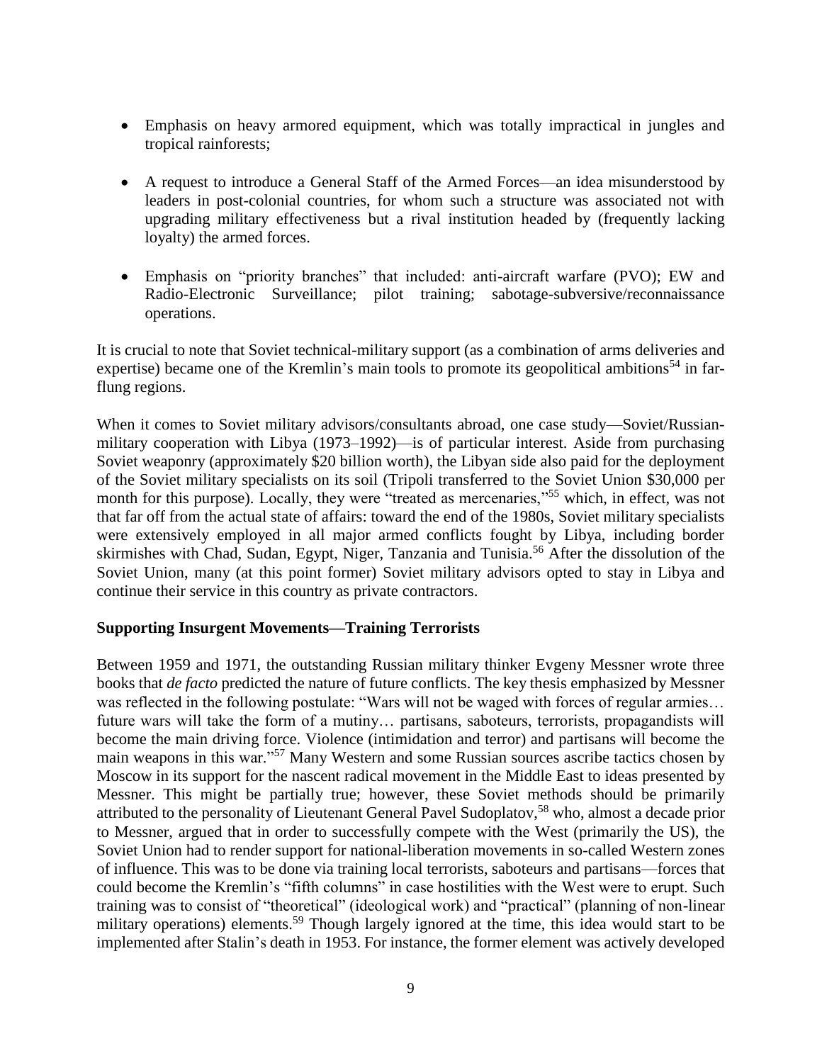- Emphasis on heavy armored equipment, which was totally impractical in jungles and tropical rainforests;

- A request to introduce a General Staff of the Armed Forces—an idea misunderstood by leaders in post-colonial countries, for whom such a structure was associated not with upgrading military effectiveness but a rival institution headed by (frequently lacking loyalty) the armed forces.

- Emphasis on "priority branches" that included: anti-aircraft warfare (PVO); EW and Radio-Electronic Surveillance; pilot training; sabotage-subversive/reconnaissance operations.

It is crucial to note that Soviet technical-military support (as a combination of arms deliveries and expertise) became one of the Kremlin's main tools to promote its geopolitical ambitions[54] in far-flung regions.

When it comes to Soviet military advisors/consultants abroad, one case study—Soviet/Russian-military cooperation with Libya (1973–1992)—is of particular interest. Aside from purchasing Soviet weaponry (approximately $20 billion worth), the Libyan side also paid for the deployment of the Soviet military specialists on its soil (Tripoli transferred to the Soviet Union $30,000 per month for this purpose). Locally, they were "treated as mercenaries,"[55] which, in effect, was not that far off from the actual state of affairs: toward the end of the 1980s, Soviet military specialists were extensively employed in all major armed conflicts fought by Libya, including border skirmishes with Chad, Sudan, Egypt, Niger, Tanzania and Tunisia.[56] After the dissolution of the Soviet Union, many (at this point former) Soviet military advisors opted to stay in Libya and continue their service in this country as private contractors.

**Supporting Insurgent Movements—Training Terrorists**

Between 1959 and 1971, the outstanding Russian military thinker Evgeny Messner wrote three books that *de facto* predicted the nature of future conflicts. The key thesis emphasized by Messner was reflected in the following postulate: "Wars will not be waged with forces of regular armies… future wars will take the form of a mutiny… partisans, saboteurs, terrorists, propagandists will become the main driving force. Violence (intimidation and terror) and partisans will become the main weapons in this war."[57] Many Western and some Russian sources ascribe tactics chosen by Moscow in its support for the nascent radical movement in the Middle East to ideas presented by Messner. This might be partially true; however, these Soviet methods should be primarily attributed to the personality of Lieutenant General Pavel Sudoplatov,[58] who, almost a decade prior to Messner, argued that in order to successfully compete with the West (primarily the US), the Soviet Union had to render support for national-liberation movements in so-called Western zones of influence. This was to be done via training local terrorists, saboteurs and partisans—forces that could become the Kremlin's "fifth columns" in case hostilities with the West were to erupt. Such training was to consist of "theoretical" (ideological work) and "practical" (planning of non-linear military operations) elements.[59] Though largely ignored at the time, this idea would start to be implemented after Stalin's death in 1953. For instance, the former element was actively developed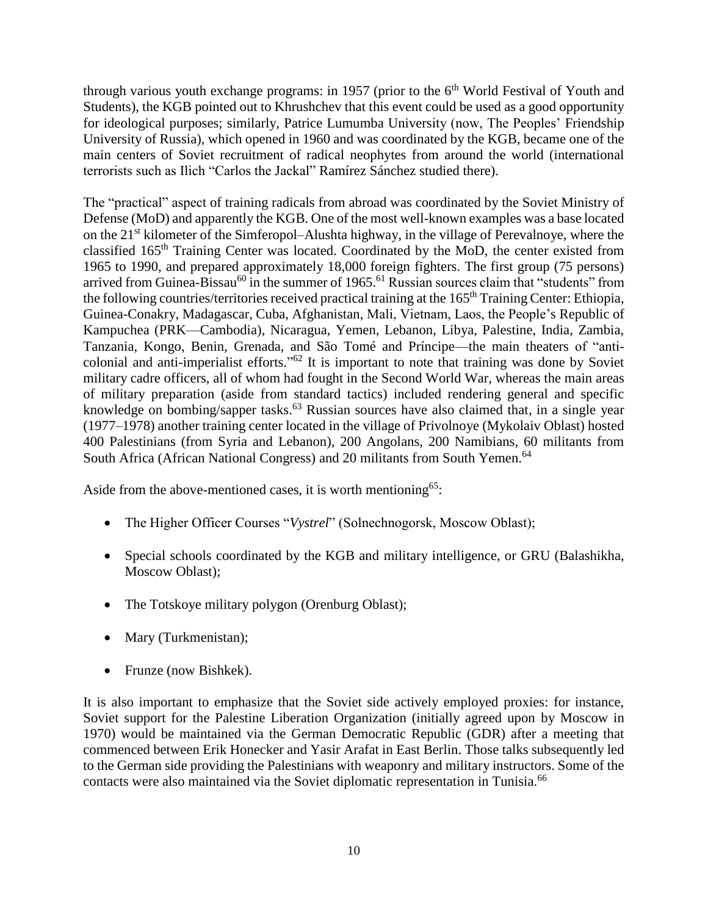through various youth exchange programs: in 1957 (prior to the 6th World Festival of Youth and Students), the KGB pointed out to Khrushchev that this event could be used as a good opportunity for ideological purposes; similarly, Patrice Lumumba University (now, The Peoples' Friendship University of Russia), which opened in 1960 and was coordinated by the KGB, became one of the main centers of Soviet recruitment of radical neophytes from around the world (international terrorists such as Ilich "Carlos the Jackal" Ramírez Sánchez studied there).

The "practical" aspect of training radicals from abroad was coordinated by the Soviet Ministry of Defense (MoD) and apparently the KGB. One of the most well-known examples was a base located on the 21st kilometer of the Simferopol–Alushta highway, in the village of Perevalnoye, where the classified 165th Training Center was located. Coordinated by the MoD, the center existed from 1965 to 1990, and prepared approximately 18,000 foreign fighters. The first group (75 persons) arrived from Guinea-Bissau[60] in the summer of 1965.[61] Russian sources claim that "students" from the following countries/territories received practical training at the 165th Training Center: Ethiopia, Guinea-Conakry, Madagascar, Cuba, Afghanistan, Mali, Vietnam, Laos, the People's Republic of Kampuchea (PRK—Cambodia), Nicaragua, Yemen, Lebanon, Libya, Palestine, India, Zambia, Tanzania, Kongo, Benin, Grenada, and São Tomé and Príncipe—the main theaters of "anti-colonial and anti-imperialist efforts."[62] It is important to note that training was done by Soviet military cadre officers, all of whom had fought in the Second World War, whereas the main areas of military preparation (aside from standard tactics) included rendering general and specific knowledge on bombing/sapper tasks.[63] Russian sources have also claimed that, in a single year (1977–1978) another training center located in the village of Privolnoye (Mykolaiv Oblast) hosted 400 Palestinians (from Syria and Lebanon), 200 Angolans, 200 Namibians, 60 militants from South Africa (African National Congress) and 20 militants from South Yemen.[64]

Aside from the above-mentioned cases, it is worth mentioning[65]:

- The Higher Officer Courses "*Vystrel*" (Solnechnogorsk, Moscow Oblast);
- Special schools coordinated by the KGB and military intelligence, or GRU (Balashikha, Moscow Oblast);
- The Totskoye military polygon (Orenburg Oblast);
- Mary (Turkmenistan);
- Frunze (now Bishkek).

It is also important to emphasize that the Soviet side actively employed proxies: for instance, Soviet support for the Palestine Liberation Organization (initially agreed upon by Moscow in 1970) would be maintained via the German Democratic Republic (GDR) after a meeting that commenced between Erik Honecker and Yasir Arafat in East Berlin. Those talks subsequently led to the German side providing the Palestinians with weaponry and military instructors. Some of the contacts were also maintained via the Soviet diplomatic representation in Tunisia.[66]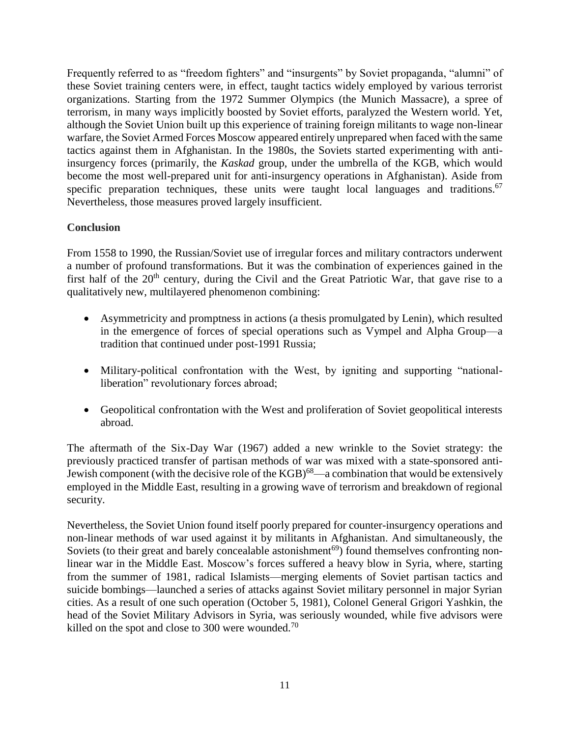Frequently referred to as "freedom fighters" and "insurgents" by Soviet propaganda, "alumni" of these Soviet training centers were, in effect, taught tactics widely employed by various terrorist organizations. Starting from the 1972 Summer Olympics (the Munich Massacre), a spree of terrorism, in many ways implicitly boosted by Soviet efforts, paralyzed the Western world. Yet, although the Soviet Union built up this experience of training foreign militants to wage non-linear warfare, the Soviet Armed Forces Moscow appeared entirely unprepared when faced with the same tactics against them in Afghanistan. In the 1980s, the Soviets started experimenting with anti-insurgency forces (primarily, the *Kaskad* group, under the umbrella of the KGB, which would become the most well-prepared unit for anti-insurgency operations in Afghanistan). Aside from specific preparation techniques, these units were taught local languages and traditions.[67] Nevertheless, those measures proved largely insufficient.

## Conclusion

From 1558 to 1990, the Russian/Soviet use of irregular forces and military contractors underwent a number of profound transformations. But it was the combination of experiences gained in the first half of the 20th century, during the Civil and the Great Patriotic War, that gave rise to a qualitatively new, multilayered phenomenon combining:

- Asymmetricity and promptness in actions (a thesis promulgated by Lenin), which resulted in the emergence of forces of special operations such as Vympel and Alpha Group—a tradition that continued under post-1991 Russia;
- Military-political confrontation with the West, by igniting and supporting "national-liberation" revolutionary forces abroad;
- Geopolitical confrontation with the West and proliferation of Soviet geopolitical interests abroad.

The aftermath of the Six-Day War (1967) added a new wrinkle to the Soviet strategy: the previously practiced transfer of partisan methods of war was mixed with a state-sponsored anti-Jewish component (with the decisive role of the KGB)[68]—a combination that would be extensively employed in the Middle East, resulting in a growing wave of terrorism and breakdown of regional security.

Nevertheless, the Soviet Union found itself poorly prepared for counter-insurgency operations and non-linear methods of war used against it by militants in Afghanistan. And simultaneously, the Soviets (to their great and barely concealable astonishment[69]) found themselves confronting non-linear war in the Middle East. Moscow's forces suffered a heavy blow in Syria, where, starting from the summer of 1981, radical Islamists—merging elements of Soviet partisan tactics and suicide bombings—launched a series of attacks against Soviet military personnel in major Syrian cities. As a result of one such operation (October 5, 1981), Colonel General Grigori Yashkin, the head of the Soviet Military Advisors in Syria, was seriously wounded, while five advisors were killed on the spot and close to 300 were wounded.[70]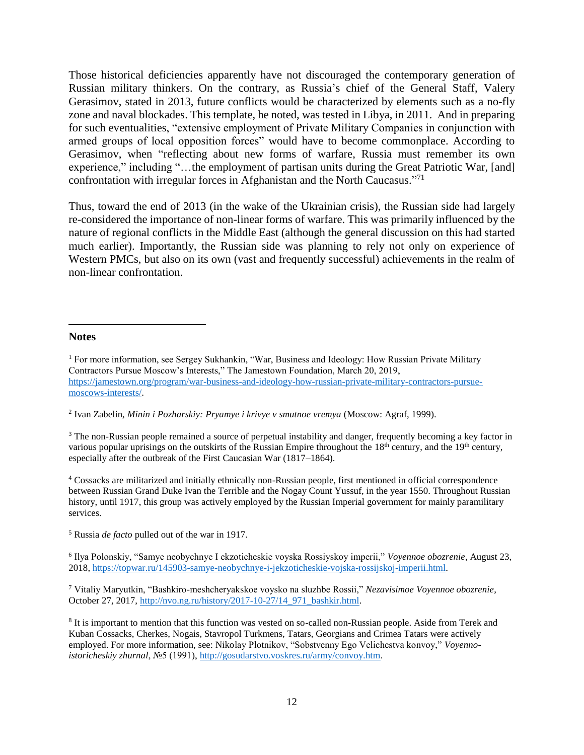Those historical deficiencies apparently have not discouraged the contemporary generation of Russian military thinkers. On the contrary, as Russia's chief of the General Staff, Valery Gerasimov, stated in 2013, future conflicts would be characterized by elements such as a no-fly zone and naval blockades. This template, he noted, was tested in Libya, in 2011. And in preparing for such eventualities, "extensive employment of Private Military Companies in conjunction with armed groups of local opposition forces" would have to become commonplace. According to Gerasimov, when "reflecting about new forms of warfare, Russia must remember its own experience," including "…the employment of partisan units during the Great Patriotic War, [and] confrontation with irregular forces in Afghanistan and the North Caucasus."[71]

Thus, toward the end of 2013 (in the wake of the Ukrainian crisis), the Russian side had largely re-considered the importance of non-linear forms of warfare. This was primarily influenced by the nature of regional conflicts in the Middle East (although the general discussion on this had started much earlier). Importantly, the Russian side was planning to rely not only on experience of Western PMCs, but also on its own (vast and frequently successful) achievements in the realm of non-linear confrontation.

---

**Notes**

[1] For more information, see Sergey Sukhankin, "War, Business and Ideology: How Russian Private Military Contractors Pursue Moscow's Interests," The Jamestown Foundation, March 20, 2019, https://jamestown.org/program/war-business-and-ideology-how-russian-private-military-contractors-pursue-moscows-interests/.

[2] Ivan Zabelin, *Minin i Pozharskiy: Pryamye i krivye v smutnoe vremya* (Moscow: Agraf, 1999).

[3] The non-Russian people remained a source of perpetual instability and danger, frequently becoming a key factor in various popular uprisings on the outskirts of the Russian Empire throughout the 18th century, and the 19th century, especially after the outbreak of the First Caucasian War (1817–1864).

[4] Cossacks are militarized and initially ethnically non-Russian people, first mentioned in official correspondence between Russian Grand Duke Ivan the Terrible and the Nogay Count Yussuf, in the year 1550. Throughout Russian history, until 1917, this group was actively employed by the Russian Imperial government for mainly paramilitary services.

[5] Russia *de facto* pulled out of the war in 1917.

[6] Ilya Polonskiy, "Samye neobychnye I ekzoticheskie voyska Rossiyskoy imperii," *Voyennoe obozrenie*, August 23, 2018, https://topwar.ru/145903-samye-neobychnye-i-jekzoticheskie-vojska-rossijskoj-imperii.html.

[7] Vitaliy Maryutkin, "Bashkiro-meshcheryakskoe voysko na sluzhbe Rossii," *Nezavisimoe Voyennoe obozrenie*, October 27, 2017, http://nvo.ng.ru/history/2017-10-27/14_971_bashkir.html.

[8] It is important to mention that this function was vested on so-called non-Russian people. Aside from Terek and Kuban Cossacks, Cherkes, Nogais, Stavropol Turkmens, Tatars, Georgians and Crimea Tatars were actively employed. For more information, see: Nikolay Plotnikov, "Sobstvenny Ego Velichestva konvoy," *Voyenno-istoricheskiy zhurnal*, №5 (1991), http://gosudarstvo.voskres.ru/army/convoy.htm.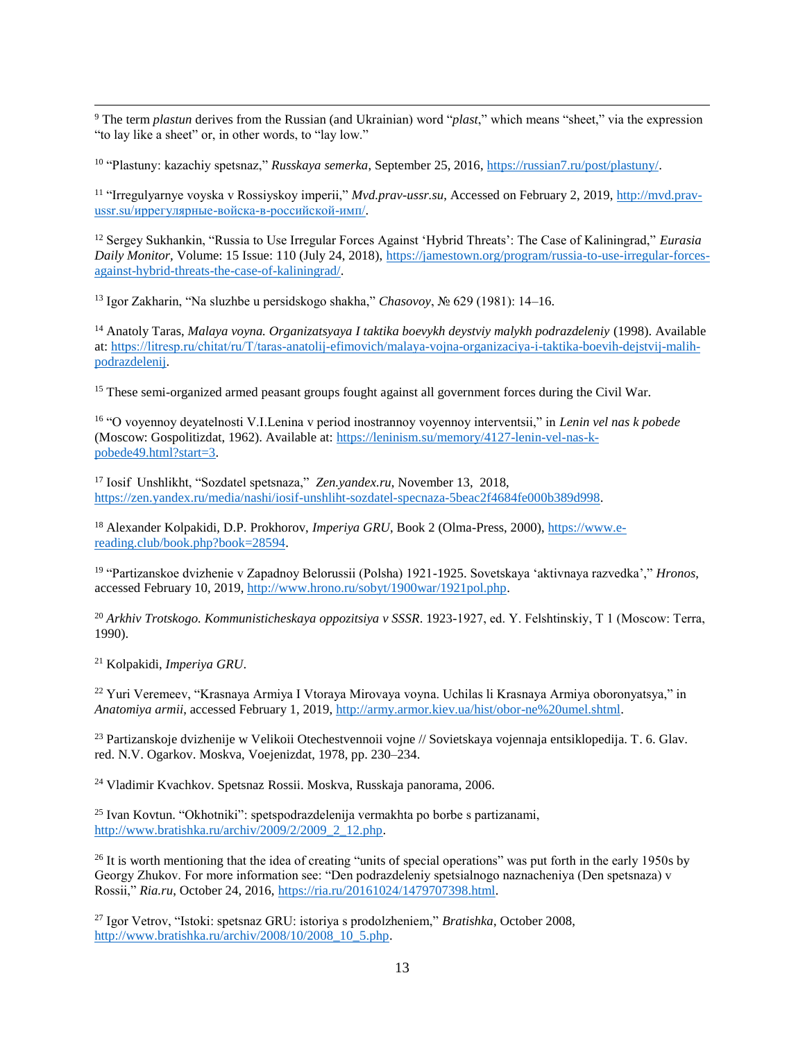[9] The term *plastun* derives from the Russian (and Ukrainian) word "*plast*," which means "sheet," via the expression "to lay like a sheet" or, in other words, to "lay low."

[10] "Plastuny: kazachiy spetsnaz," *Russkaya semerka*, September 25, 2016, https://russian7.ru/post/plastuny/.

[11] "Irregulyarnye voyska v Rossiyskoy imperii," *Mvd.prav-ussr.su*, Accessed on February 2, 2019, http://mvd.prav-ussr.su/иррегулярные-войска-в-российской-имп/.

[12] Sergey Sukhankin, "Russia to Use Irregular Forces Against 'Hybrid Threats': The Case of Kaliningrad," *Eurasia Daily Monitor*, Volume: 15 Issue: 110 (July 24, 2018), https://jamestown.org/program/russia-to-use-irregular-forces-against-hybrid-threats-the-case-of-kaliningrad/.

[13] Igor Zakharin, "Na sluzhbe u persidskogo shakha," *Chasovoy*, № 629 (1981): 14–16.

[14] Anatoly Taras, *Malaya voyna. Organizatsyaya I taktika boevykh deystviy malykh podrazdeleniy* (1998). Available at: https://litresp.ru/chitat/ru/T/taras-anatolij-efimovich/malaya-vojna-organizaciya-i-taktika-boevih-dejstvij-malih-podrazdelenij.

[15] These semi-organized armed peasant groups fought against all government forces during the Civil War.

[16] "O voyennoy deyatelnosti V.I.Lenina v period inostrannoy voyennoy interventsii," in *Lenin vel nas k pobede* (Moscow: Gospolitizdat, 1962). Available at: https://leninism.su/memory/4127-lenin-vel-nas-k-pobede49.html?start=3.

[17] Iosif Unshlikht, "Sozdatel spetsnaza," *Zen.yandex.ru*, November 13, 2018, https://zen.yandex.ru/media/nashi/iosif-unshliht-sozdatel-specnaza-5beac2f4684fe000b389d998.

[18] Alexander Kolpakidi, D.P. Prokhorov, *Imperiya GRU*, Book 2 (Olma-Press, 2000), https://www.e-reading.club/book.php?book=28594.

[19] "Partizanskoe dvizhenie v Zapadnoy Belorussii (Polsha) 1921-1925. Sovetskaya 'aktivnaya razvedka'," *Hronos*, accessed February 10, 2019, http://www.hrono.ru/sobyt/1900war/1921pol.php.

[20] *Arkhiv Trotskogo. Kommunisticheskaya oppozitsiya v SSSR*. 1923-1927, ed. Y. Felshtinskiy, T 1 (Moscow: Terra, 1990).

[21] Kolpakidi, *Imperiya GRU*.

[22] Yuri Veremeev, "Krasnaya Armiya I Vtoraya Mirovaya voyna. Uchilas li Krasnaya Armiya oboronyatsya," in *Anatomiya armii*, accessed February 1, 2019, http://army.armor.kiev.ua/hist/obor-ne%20umel.shtml.

[23] Partizanskoje dvizhenije w Velikoii Otechestvennoii vojne // Sovietskaya vojennaja entsiklopedija. T. 6. Glav. red. N.V. Ogarkov. Moskva, Voejenizdat, 1978, pp. 230–234.

[24] Vladimir Kvachkov. Spetsnaz Rossii. Moskva, Russkaja panorama, 2006.

[25] Ivan Kovtun. "Okhotniki": spetspodrazdelenija vermakhta po borbe s partizanami, http://www.bratishka.ru/archiv/2009/2/2009_2_12.php.

[26] It is worth mentioning that the idea of creating "units of special operations" was put forth in the early 1950s by Georgy Zhukov. For more information see: "Den podrazdeleniy spetsialnogo naznacheniya (Den spetsnaza) v Rossii," *Ria.ru*, October 24, 2016, https://ria.ru/20161024/1479707398.html.

[27] Igor Vetrov, "Istoki: spetsnaz GRU: istoriya s prodolzheniem," *Bratishka*, October 2008, http://www.bratishka.ru/archiv/2008/10/2008_10_5.php.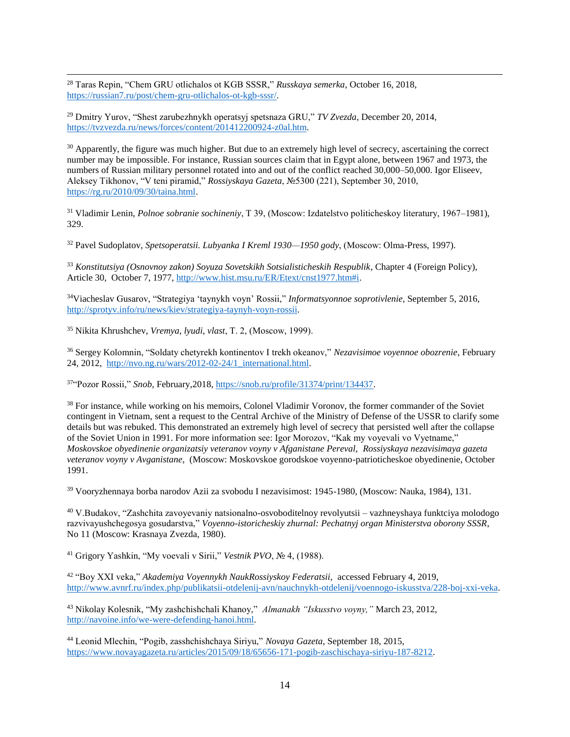[28] Taras Repin, "Chem GRU otlichalos ot KGB SSSR," *Russkaya semerka*, October 16, 2018, https://russian7.ru/post/chem-gru-otlichalos-ot-kgb-sssr/.

[29] Dmitry Yurov, "Shest zarubezhnykh operatsyj spetsnaza GRU," *TV Zvezda*, December 20, 2014, https://tvzvezda.ru/news/forces/content/201412200924-z0al.htm.

[30] Apparently, the figure was much higher. But due to an extremely high level of secrecy, ascertaining the correct number may be impossible. For instance, Russian sources claim that in Egypt alone, between 1967 and 1973, the numbers of Russian military personnel rotated into and out of the conflict reached 30,000–50,000. Igor Eliseev, Aleksey Tikhonov, "V teni piramid," *Rossiyskaya Gazeta*, №5300 (221), September 30, 2010, https://rg.ru/2010/09/30/taina.html.

[31] Vladimir Lenin, *Polnoe sobranie sochineniy*, T 39, (Moscow: Izdatelstvo politicheskoy literatury, 1967–1981), 329.

[32] Pavel Sudoplatov, *Spetsoperatsii. Lubyanka I Kreml 1930—1950 gody*, (Moscow: Olma-Press, 1997).

[33] *Konstitutsiya (Osnovnoy zakon) Soyuza Sovetskikh Sotsialisticheskih Respublik*, Chapter 4 (Foreign Policy), Article 30, October 7, 1977, http://www.hist.msu.ru/ER/Etext/cnst1977.htm#i.

[34] Viacheslav Gusarov, "Strategiya 'taynykh voyn' Rossii," *Informatsyonnoe soprotivlenie*, September 5, 2016, http://sprotyv.info/ru/news/kiev/strategiya-taynyh-voyn-rossii.

[35] Nikita Khrushchev, *Vremya, lyudi, vlast*, T. 2, (Moscow, 1999).

[36] Sergey Kolomnin, "Soldaty chetyrekh kontinentov I trekh okeanov," *Nezavisimoe voyennoe obozrenie*, February 24, 2012, http://nvo.ng.ru/wars/2012-02-24/1_international.html.

[37] "Pozor Rossii," *Snob*, February,2018, https://snob.ru/profile/31374/print/134437.

[38] For instance, while working on his memoirs, Colonel Vladimir Voronov, the former commander of the Soviet contingent in Vietnam, sent a request to the Central Archive of the Ministry of Defense of the USSR to clarify some details but was rebuked. This demonstrated an extremely high level of secrecy that persisted well after the collapse of the Soviet Union in 1991. For more information see: Igor Morozov, "Kak my voyevali vo Vyetname," *Moskovskoe obyedinenie organizatsiy veteranov voyny v Afganistane Pereval, Rossiyskaya nezavisimaya gazeta veteranov voyny v Avganistane*, (Moscow: Moskovskoe gorodskoe voyenno-patrioticheskoe obyedinenie, October 1991.

[39] Vooryzhennaya borba narodov Azii za svobodu I nezavisimost: 1945-1980, (Moscow: Nauka, 1984), 131.

[40] V.Budakov, "Zashchita zavoyevaniy natsionalno-osvoboditelnoy revolyutsii – vazhneyshaya funktciya molodogo razvivayushchegosya gosudarstva," *Voyenno-istoricheskiy zhurnal: Pechatnyj organ Ministerstva oborony SSSR*, No 11 (Moscow: Krasnaya Zvezda, 1980).

[41] Grigory Yashkin, "My voevali v Sirii," *Vestnik PVO*, № 4, (1988).

[42] "Boy XXI veka," *Akademiya Voyennykh NaukRossiyskoy Federatsii,* accessed February 4, 2019, http://www.avnrf.ru/index.php/publikatsii-otdelenij-avn/nauchnykh-otdelenij/voennogo-iskusstva/228-boj-xxi-veka.

[43] Nikolay Kolesnik, "My zashchishchali Khanoy," *Almanakh "Iskusstvo voyny,"* March 23, 2012, http://navoine.info/we-were-defending-hanoi.html.

[44] Leonid Mlechin, "Pogib, zasshchishchaya Siriyu," *Novaya Gazeta*, September 18, 2015, https://www.novayagazeta.ru/articles/2015/09/18/65656-171-pogib-zaschischaya-siriyu-187-8212.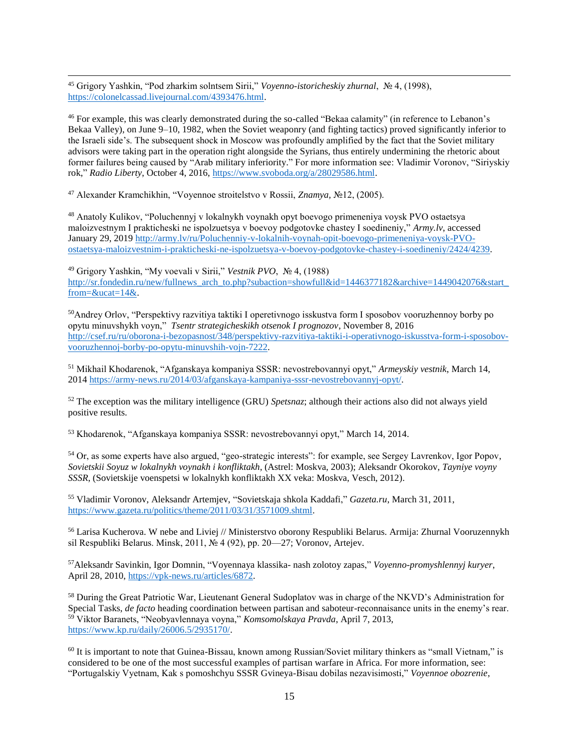[45] Grigory Yashkin, "Pod zharkim solntsem Sirii," *Voyenno-istoricheskiy zhurnal*, № 4, (1998), https://colonelcassad.livejournal.com/4393476.html.

[46] For example, this was clearly demonstrated during the so-called "Bekaa calamity" (in reference to Lebanon's Bekaa Valley), on June 9–10, 1982, when the Soviet weaponry (and fighting tactics) proved significantly inferior to the Israeli side's. The subsequent shock in Moscow was profoundly amplified by the fact that the Soviet military advisors were taking part in the operation right alongside the Syrians, thus entirely undermining the rhetoric about former failures being caused by "Arab military inferiority." For more information see: Vladimir Voronov, "Siriyskiy rok," *Radio Liberty*, October 4, 2016, https://www.svoboda.org/a/28029586.html.

[47] Alexander Kramchikhin, "Voyennoe stroitelstvo v Rossii, *Znamya*, №12, (2005).

[48] Anatoly Kulikov, "Poluchennyj v lokalnykh voynakh opyt boevogo primeneniya voysk PVO ostaetsya maloizvestnym I prakticheski ne ispolzuetsya v boevoy podgotovke chastey I soedineniy," *Army.lv*, accessed January 29, 2019 http://army.lv/ru/Poluchenniy-v-lokalnih-voynah-opit-boevogo-primeneniya-voysk-PVO-ostaetsya-maloizvestnim-i-prakticheski-ne-ispolzuetsya-v-boevoy-podgotovke-chastey-i-soedineniy/2424/4239.

[49] Grigory Yashkin, "My voevali v Sirii," *Vestnik PVO*, № 4, (1988) http://sr.fondedin.ru/new/fullnews_arch_to.php?subaction=showfull&id=1446377182&archive=1449042076&start_from=&ucat=14&.

[50] Andrey Orlov, "Perspektivy razvitiya taktiki I operetivnogo isskustva form I sposobov vooruzhennoy borby po opytu minuvshykh voyn," *Tsentr strategicheskikh otsenok I prognozov*, November 8, 2016 http://csef.ru/ru/oborona-i-bezopasnost/348/perspektivy-razvitiya-taktiki-i-operativnogo-iskusstva-form-i-sposobov-vooruzhennoj-borby-po-opytu-minuvshih-vojn-7222.

[51] Mikhail Khodarenok, "Afganskaya kompaniya SSSR: nevostrebovannyi opyt," *Armeyskiy vestnik*, March 14, 2014 https://army-news.ru/2014/03/afganskaya-kampaniya-sssr-nevostrebovannyj-opyt/.

[52] The exception was the military intelligence (GRU) *Spetsnaz*; although their actions also did not always yield positive results.

[53] Khodarenok, "Afganskaya kompaniya SSSR: nevostrebovannyi opyt," March 14, 2014.

[54] Or, as some experts have also argued, "geo-strategic interests": for example, see Sergey Lavrenkov, Igor Popov, *Sovietskii Soyuz w lokalnykh voynakh i konfliktakh*, (Astrel: Moskva, 2003); Aleksandr Okorokov, *Tayniye voyny SSSR*, (Sovietskije voenspetsi w lokalnykh konfliktakh XX veka: Moskva, Vesch, 2012).

[55] Vladimir Voronov, Aleksandr Artemjev, "Sovietskaja shkola Kaddafi," *Gazeta.ru*, March 31, 2011, https://www.gazeta.ru/politics/theme/2011/03/31/3571009.shtml.

[56] Larisa Kucherova. W nebe and Liviej // Ministerstvo oborony Respubliki Belarus. Armija: Zhurnal Vooruzennykh sil Respubliki Belarus. Minsk, 2011, № 4 (92), pp. 20—27; Voronov, Artejev.

[57] Aleksandr Savinkin, Igor Domnin, "Voyennaya klassika- nash zolotoy zapas," *Voyenno-promyshlennyj kuryer*, April 28, 2010, https://vpk-news.ru/articles/6872.

[58] During the Great Patriotic War, Lieutenant General Sudoplatov was in charge of the NKVD's Administration for Special Tasks, *de facto* heading coordination between partisan and saboteur-reconnaisance units in the enemy's rear.

[59] Viktor Baranets, "Neobyavlennaya voyna," *Komsomolskaya Pravda*, April 7, 2013, https://www.kp.ru/daily/26006.5/2935170/.

[60] It is important to note that Guinea-Bissau, known among Russian/Soviet military thinkers as "small Vietnam," is considered to be one of the most successful examples of partisan warfare in Africa. For more information, see: "Portugalskiy Vyetnam, Kak s pomoshchyu SSSR Gvineya-Bisau dobilas nezavisimosti," *Voyennoe obozrenie*,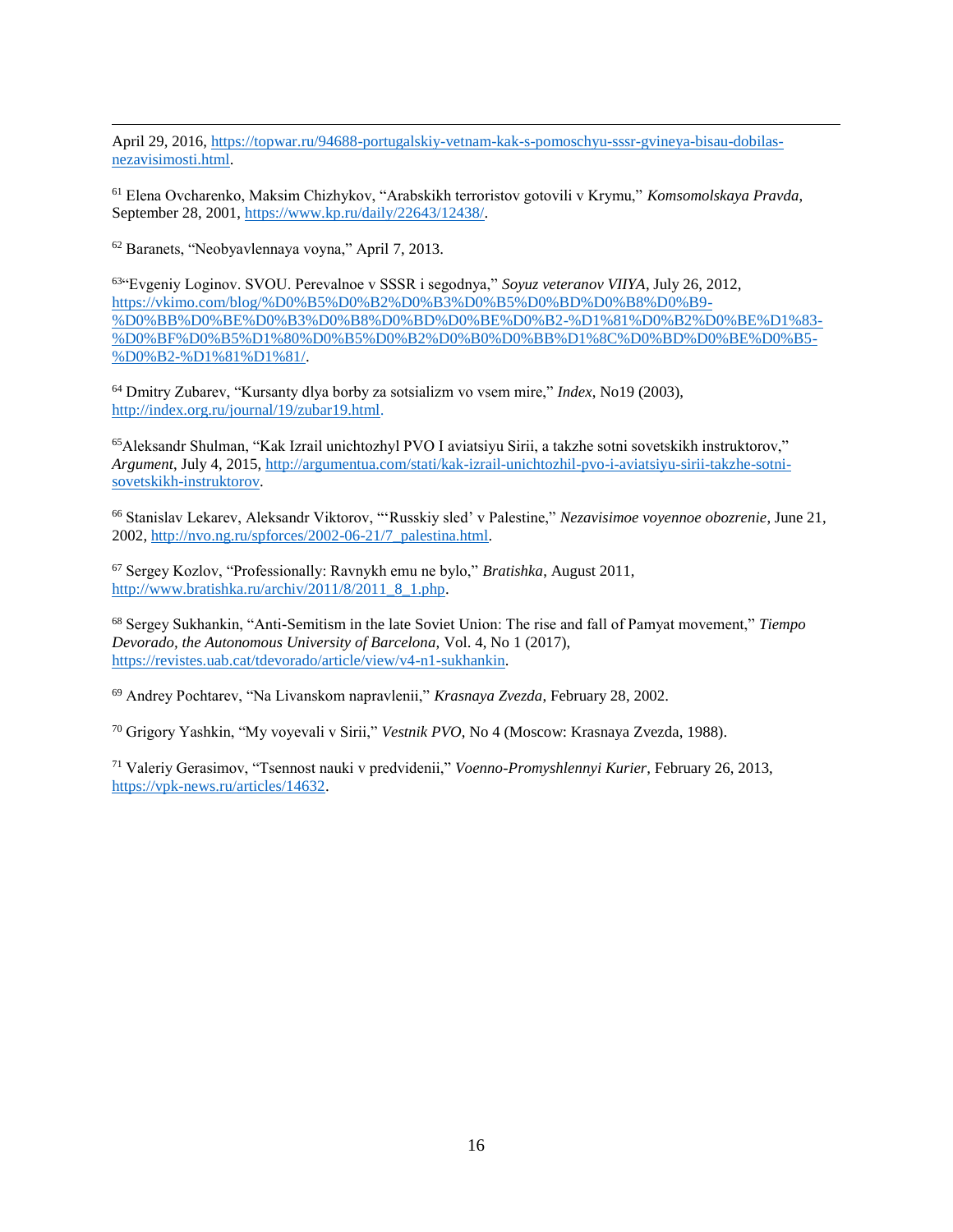April 29, 2016, https://topwar.ru/94688-portugalskiy-vetnam-kak-s-pomoschyu-sssr-gvineya-bisau-dobilas-nezavisimosti.html.

[61] Elena Ovcharenko, Maksim Chizhykov, "Arabskikh terroristov gotovili v Krymu," *Komsomolskaya Pravda*, September 28, 2001, https://www.kp.ru/daily/22643/12438/.

[62] Baranets, "Neobyavlennaya voyna," April 7, 2013.

[63] "Evgeniy Loginov. SVOU. Perevalnoe v SSSR i segodnya," *Soyuz veteranov VIIYA*, July 26, 2012, https://vkimo.com/blog/%D0%B5%D0%B2%D0%B3%D0%B5%D0%BD%D0%B8%D0%B9-%D0%BB%D0%BE%D0%B3%D0%B8%D0%BD%D0%BE%D0%B2-%D1%81%D0%B2%D0%BE%D1%83-%D0%BF%D0%B5%D1%80%D0%B5%D0%B2%D0%B0%D0%BB%D1%8C%D0%BD%D0%BE%D0%B5-%D0%B2-%D1%81%D1%81/.

[64] Dmitry Zubarev, "Kursanty dlya borby za sotsializm vo vsem mire," *Index*, No19 (2003), http://index.org.ru/journal/19/zubar19.html.

[65] Aleksandr Shulman, "Kak Izrail unichtozhyl PVO I aviatsiyu Sirii, a takzhe sotni sovetskikh instruktorov," *Argument*, July 4, 2015, http://argumentua.com/stati/kak-izrail-unichtozhil-pvo-i-aviatsiyu-sirii-takzhe-sotni-sovetskikh-instruktorov.

[66] Stanislav Lekarev, Aleksandr Viktorov, "'Russkiy sled' v Palestine," *Nezavisimoe voyennoe obozrenie*, June 21, 2002, http://nvo.ng.ru/spforces/2002-06-21/7_palestina.html.

[67] Sergey Kozlov, "Professionally: Ravnykh emu ne bylo," *Bratishka*, August 2011, http://www.bratishka.ru/archiv/2011/8/2011_8_1.php.

[68] Sergey Sukhankin, "Anti-Semitism in the late Soviet Union: The rise and fall of Pamyat movement," *Tiempo Devorado, the Autonomous University of Barcelona*, Vol. 4, No 1 (2017), https://revistes.uab.cat/tdevorado/article/view/v4-n1-sukhankin.

[69] Andrey Pochtarev, "Na Livanskom napravlenii," *Krasnaya Zvezda*, February 28, 2002.

[70] Grigory Yashkin, "My voyevali v Sirii," *Vestnik PVO*, No 4 (Moscow: Krasnaya Zvezda, 1988).

[71] Valeriy Gerasimov, "Tsennost nauki v predvidenii," *Voenno-Promyshlennyi Kurier*, February 26, 2013, https://vpk-news.ru/articles/14632.